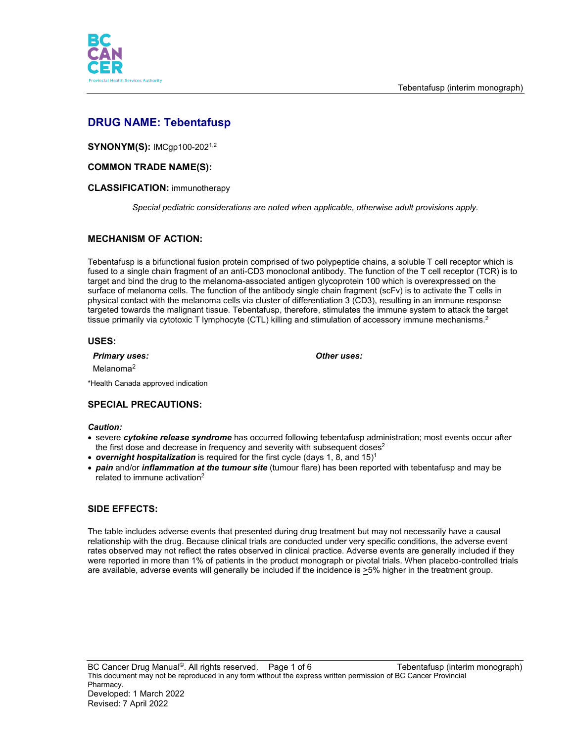# DRUG NAME: Tebentafusp

**SYNONYM(S):** IMCgp100-202[1,2]

**COMMON TRADE NAME(S):**

**CLASSIFICATION:** immunotherapy

*Special pediatric considerations are noted when applicable, otherwise adult provisions apply.*

## MECHANISM OF ACTION:

Tebentafusp is a bifunctional fusion protein comprised of two polypeptide chains, a soluble T cell receptor which is fused to a single chain fragment of an anti-CD3 monoclonal antibody. The function of the T cell receptor (TCR) is to target and bind the drug to the melanoma-associated antigen glycoprotein 100 which is overexpressed on the surface of melanoma cells. The function of the antibody single chain fragment (scFv) is to activate the T cells in physical contact with the melanoma cells via cluster of differentiation 3 (CD3), resulting in an immune response targeted towards the malignant tissue. Tebentafusp, therefore, stimulates the immune system to attack the target tissue primarily via cytotoxic T lymphocyte (CTL) killing and stimulation of accessory immune mechanisms.[2]

## USES:

***Primary uses:***

Melanoma[2]

***Other uses:***

*Health Canada approved indication

## SPECIAL PRECAUTIONS:

***Caution:***

- severe ***cytokine release syndrome*** has occurred following tebentafusp administration; most events occur after the first dose and decrease in frequency and severity with subsequent doses[2]
- ***overnight hospitalization*** is required for the first cycle (days 1, 8, and 15)[1]
- ***pain*** and/or ***inflammation at the tumour site*** (tumour flare) has been reported with tebentafusp and may be related to immune activation[2]

## SIDE EFFECTS:

The table includes adverse events that presented during drug treatment but may not necessarily have a causal relationship with the drug. Because clinical trials are conducted under very specific conditions, the adverse event rates observed may not reflect the rates observed in clinical practice. Adverse events are generally included if they were reported in more than 1% of patients in the product monograph or pivotal trials. When placebo-controlled trials are available, adverse events will generally be included if the incidence is ≥5% higher in the treatment group.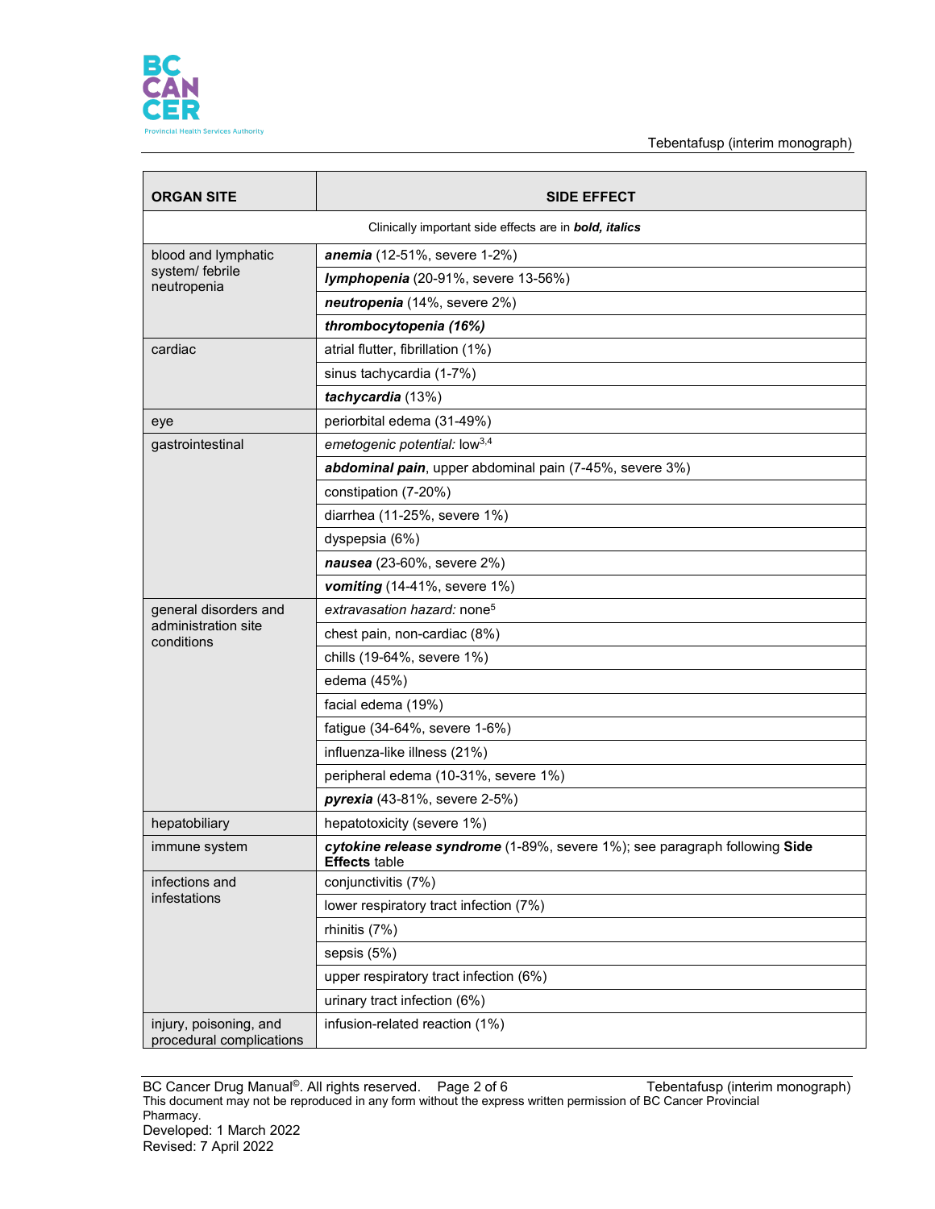| ORGAN SITE | SIDE EFFECT |
|---|---|
| Clinically important side effects are in ***bold, italics*** | |
| blood and lymphatic system/ febrile neutropenia | ***anemia*** (12-51%, severe 1-2%) |
| | ***lymphopenia*** (20-91%, severe 13-56%) |
| | ***neutropenia*** (14%, severe 2%) |
| | ***thrombocytopenia (16%)*** |
| cardiac | atrial flutter, fibrillation (1%) |
| | sinus tachycardia (1-7%) |
| | ***tachycardia*** (13%) |
| eye | periorbital edema (31-49%) |
| gastrointestinal | *emetogenic potential:* low[3,4] |
| | ***abdominal pain***, upper abdominal pain (7-45%, severe 3%) |
| | constipation (7-20%) |
| | diarrhea (11-25%, severe 1%) |
| | dyspepsia (6%) |
| | ***nausea*** (23-60%, severe 2%) |
| | ***vomiting*** (14-41%, severe 1%) |
| general disorders and administration site conditions | *extravasation hazard:* none[5] |
| | chest pain, non-cardiac (8%) |
| | chills (19-64%, severe 1%) |
| | edema (45%) |
| | facial edema (19%) |
| | fatigue (34-64%, severe 1-6%) |
| | influenza-like illness (21%) |
| | peripheral edema (10-31%, severe 1%) |
| | ***pyrexia*** (43-81%, severe 2-5%) |
| hepatobiliary | hepatotoxicity (severe 1%) |
| immune system | ***cytokine release syndrome*** (1-89%, severe 1%); see paragraph following **Side Effects** table |
| infections and infestations | conjunctivitis (7%) |
| | lower respiratory tract infection (7%) |
| | rhinitis (7%) |
| | sepsis (5%) |
| | upper respiratory tract infection (6%) |
| | urinary tract infection (6%) |
| injury, poisoning, and procedural complications | infusion-related reaction (1%) |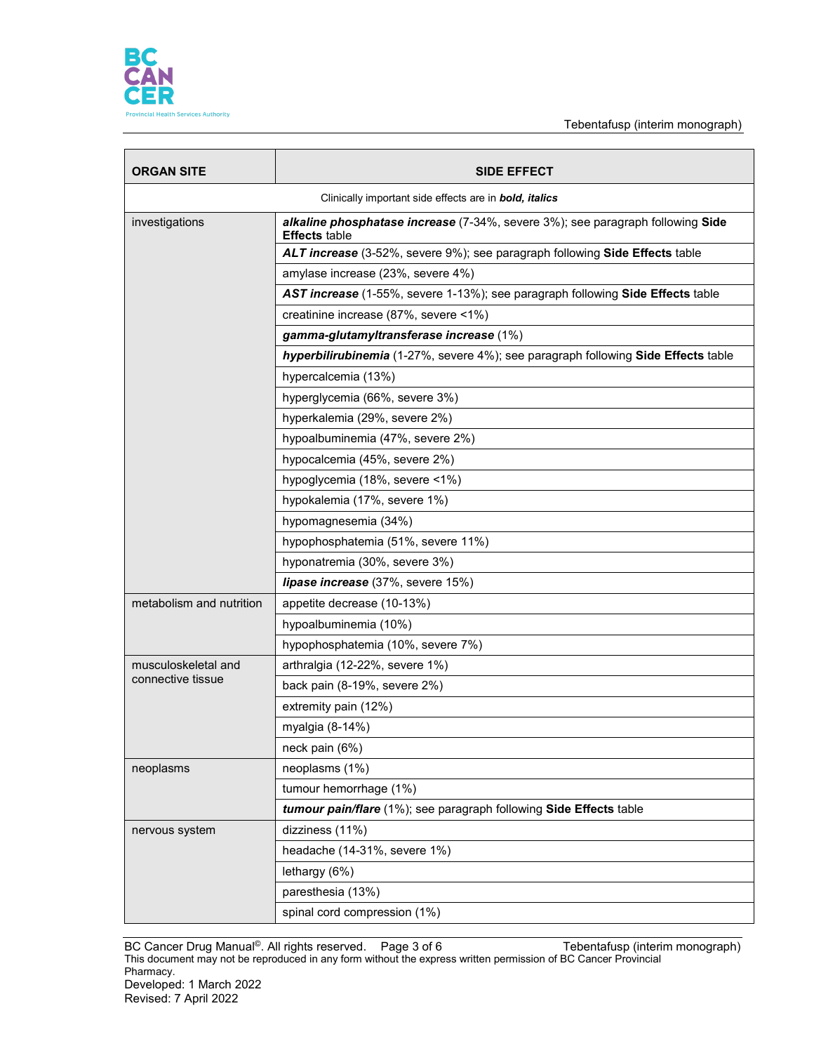| ORGAN SITE | SIDE EFFECT |
|---|---|
| Clinically important side effects are in ***bold, italics*** | |
| investigations | ***alkaline phosphatase increase*** (7-34%, severe 3%); see paragraph following **Side Effects** table |
| | ***ALT increase*** (3-52%, severe 9%); see paragraph following **Side Effects** table |
| | amylase increase (23%, severe 4%) |
| | ***AST increase*** (1-55%, severe 1-13%); see paragraph following **Side Effects** table |
| | creatinine increase (87%, severe <1%) |
| | ***gamma-glutamyltransferase increase*** (1%) |
| | ***hyperbilirubinemia*** (1-27%, severe 4%); see paragraph following **Side Effects** table |
| | hypercalcemia (13%) |
| | hyperglycemia (66%, severe 3%) |
| | hyperkalemia (29%, severe 2%) |
| | hypoalbuminemia (47%, severe 2%) |
| | hypocalcemia (45%, severe 2%) |
| | hypoglycemia (18%, severe <1%) |
| | hypokalemia (17%, severe 1%) |
| | hypomagnesemia (34%) |
| | hypophosphatemia (51%, severe 11%) |
| | hyponatremia (30%, severe 3%) |
| | ***lipase increase*** (37%, severe 15%) |
| metabolism and nutrition | appetite decrease (10-13%) |
| | hypoalbuminemia (10%) |
| | hypophosphatemia (10%, severe 7%) |
| musculoskeletal and connective tissue | arthralgia (12-22%, severe 1%) |
| | back pain (8-19%, severe 2%) |
| | extremity pain (12%) |
| | myalgia (8-14%) |
| | neck pain (6%) |
| neoplasms | neoplasms (1%) |
| | tumour hemorrhage (1%) |
| | ***tumour pain/flare*** (1%); see paragraph following **Side Effects** table |
| nervous system | dizziness (11%) |
| | headache (14-31%, severe 1%) |
| | lethargy (6%) |
| | paresthesia (13%) |
| | spinal cord compression (1%) |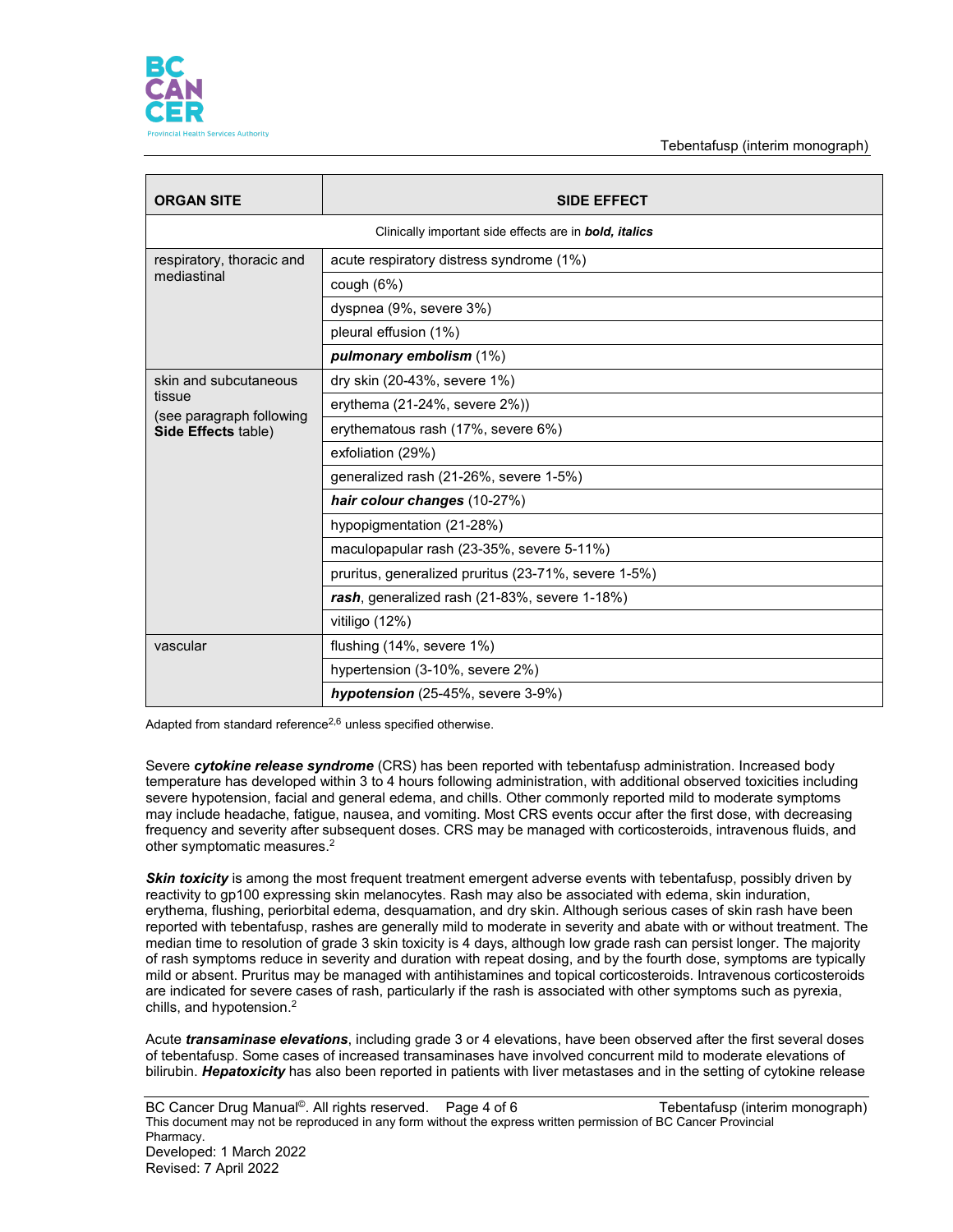| ORGAN SITE | SIDE EFFECT |
|---|---|
| Clinically important side effects are in ***bold, italics*** | |
| respiratory, thoracic and mediastinal | acute respiratory distress syndrome (1%) |
| | cough (6%) |
| | dyspnea (9%, severe 3%) |
| | pleural effusion (1%) |
| | ***pulmonary embolism*** (1%) |
| skin and subcutaneous tissue (see paragraph following **Side Effects** table) | dry skin (20-43%, severe 1%) |
| | erythema (21-24%, severe 2%)) |
| | erythematous rash (17%, severe 6%) |
| | exfoliation (29%) |
| | generalized rash (21-26%, severe 1-5%) |
| | ***hair colour changes*** (10-27%) |
| | hypopigmentation (21-28%) |
| | maculopapular rash (23-35%, severe 5-11%) |
| | pruritus, generalized pruritus (23-71%, severe 1-5%) |
| | ***rash***, generalized rash (21-83%, severe 1-18%) |
| | vitiligo (12%) |
| vascular | flushing (14%, severe 1%) |
| | hypertension (3-10%, severe 2%) |
| | ***hypotension*** (25-45%, severe 3-9%) |

Adapted from standard reference[2,6] unless specified otherwise.

Severe ***cytokine release syndrome*** (CRS) has been reported with tebentafusp administration. Increased body temperature has developed within 3 to 4 hours following administration, with additional observed toxicities including severe hypotension, facial and general edema, and chills. Other commonly reported mild to moderate symptoms may include headache, fatigue, nausea, and vomiting. Most CRS events occur after the first dose, with decreasing frequency and severity after subsequent doses. CRS may be managed with corticosteroids, intravenous fluids, and other symptomatic measures.[2]

***Skin toxicity*** is among the most frequent treatment emergent adverse events with tebentafusp, possibly driven by reactivity to gp100 expressing skin melanocytes. Rash may also be associated with edema, skin induration, erythema, flushing, periorbital edema, desquamation, and dry skin. Although serious cases of skin rash have been reported with tebentafusp, rashes are generally mild to moderate in severity and abate with or without treatment. The median time to resolution of grade 3 skin toxicity is 4 days, although low grade rash can persist longer. The majority of rash symptoms reduce in severity and duration with repeat dosing, and by the fourth dose, symptoms are typically mild or absent. Pruritus may be managed with antihistamines and topical corticosteroids. Intravenous corticosteroids are indicated for severe cases of rash, particularly if the rash is associated with other symptoms such as pyrexia, chills, and hypotension.[2]

Acute ***transaminase elevations***, including grade 3 or 4 elevations, have been observed after the first several doses of tebentafusp. Some cases of increased transaminases have involved concurrent mild to moderate elevations of bilirubin. ***Hepatoxicity*** has also been reported in patients with liver metastases and in the setting of cytokine release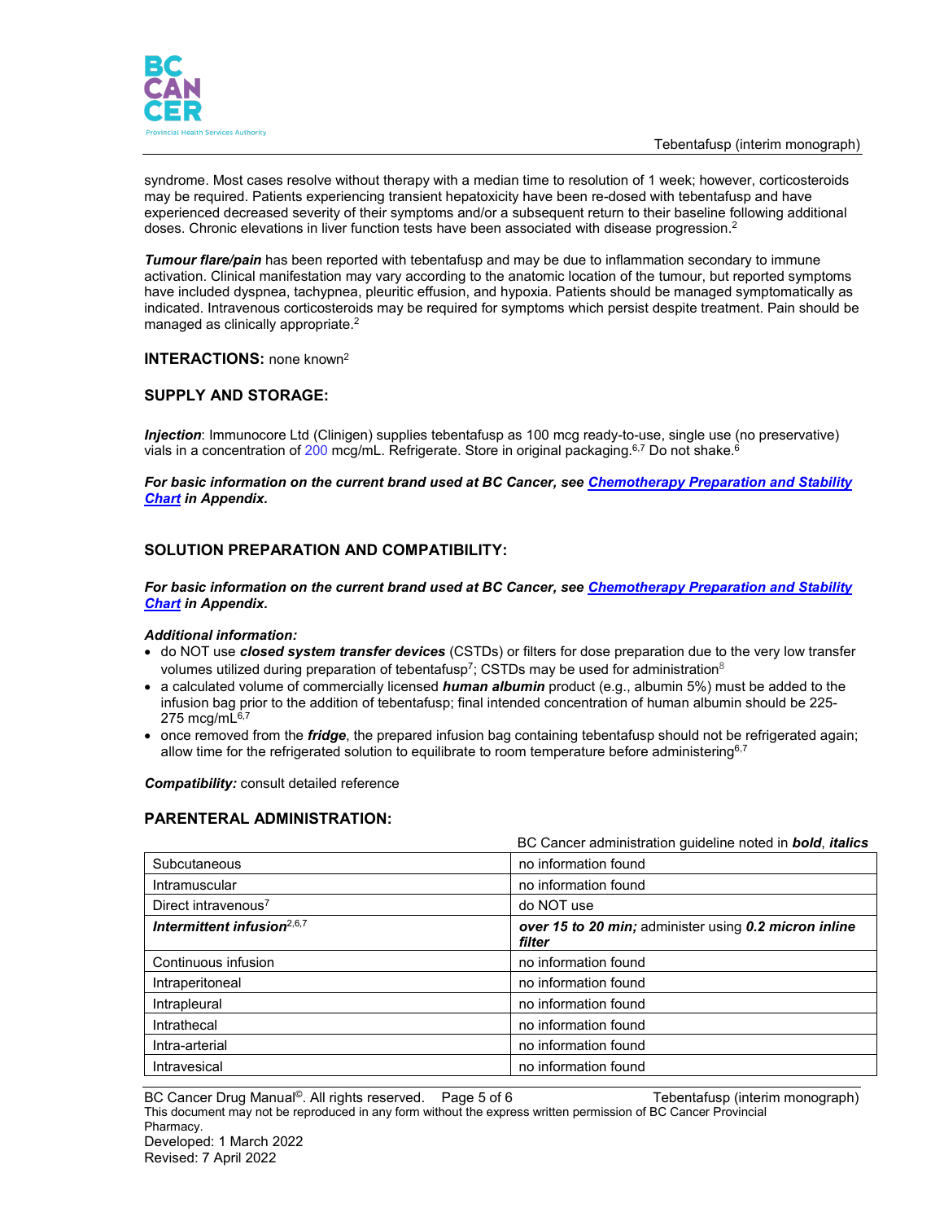syndrome. Most cases resolve without therapy with a median time to resolution of 1 week; however, corticosteroids may be required. Patients experiencing transient hepatoxicity have been re-dosed with tebentafusp and have experienced decreased severity of their symptoms and/or a subsequent return to their baseline following additional doses. Chronic elevations in liver function tests have been associated with disease progression.[2]

***Tumour flare/pain*** has been reported with tebentafusp and may be due to inflammation secondary to immune activation. Clinical manifestation may vary according to the anatomic location of the tumour, but reported symptoms have included dyspnea, tachypnea, pleuritic effusion, and hypoxia. Patients should be managed symptomatically as indicated. Intravenous corticosteroids may be required for symptoms which persist despite treatment. Pain should be managed as clinically appropriate.[2]

**INTERACTIONS:** none known[2]

## SUPPLY AND STORAGE:

***Injection***: Immunocore Ltd (Clinigen) supplies tebentafusp as 100 mcg ready-to-use, single use (no preservative) vials in a concentration of 200 mcg/mL. Refrigerate. Store in original packaging.[6,7] Do not shake.[6]

***For basic information on the current brand used at BC Cancer, see Chemotherapy Preparation and Stability Chart in Appendix.***

## SOLUTION PREPARATION AND COMPATIBILITY:

***For basic information on the current brand used at BC Cancer, see Chemotherapy Preparation and Stability Chart in Appendix.***

***Additional information:***

- do NOT use ***closed system transfer devices*** (CSTDs) or filters for dose preparation due to the very low transfer volumes utilized during preparation of tebentafusp[7]; CSTDs may be used for administration[8]
- a calculated volume of commercially licensed ***human albumin*** product (e.g., albumin 5%) must be added to the infusion bag prior to the addition of tebentafusp; final intended concentration of human albumin should be 225-275 mcg/mL[6,7]
- once removed from the ***fridge***, the prepared infusion bag containing tebentafusp should not be refrigerated again; allow time for the refrigerated solution to equilibrate to room temperature before administering[6,7]

***Compatibility:*** consult detailed reference

## PARENTERAL ADMINISTRATION:

BC Cancer administration guideline noted in ***bold***, ***italics***

| | |
|---|---|
| Subcutaneous | no information found |
| Intramuscular | no information found |
| Direct intravenous[7] | do NOT use |
| ***Intermittent infusion***[2,6,7] | ***over 15 to 20 min;*** administer using ***0.2 micron inline filter*** |
| Continuous infusion | no information found |
| Intraperitoneal | no information found |
| Intrapleural | no information found |
| Intrathecal | no information found |
| Intra-arterial | no information found |
| Intravesical | no information found |

This document may not be reproduced in any form without the express written permission of BC Cancer Provincial Pharmacy.
Developed: 1 March 2022
Revised: 7 April 2022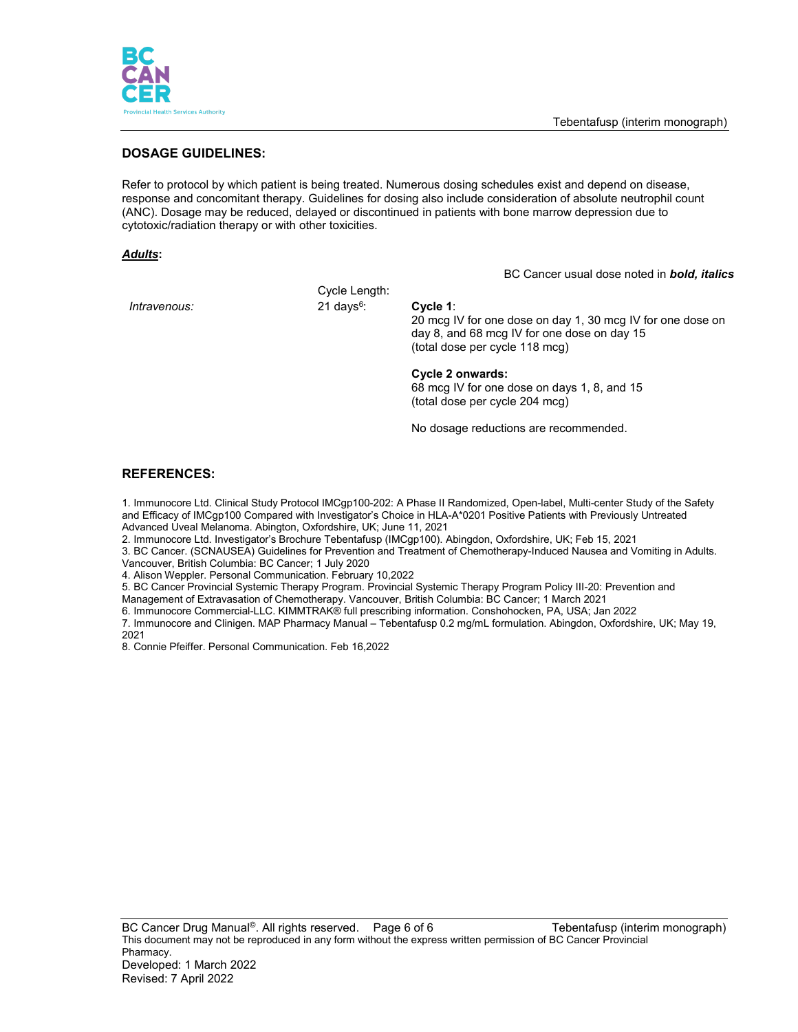## DOSAGE GUIDELINES:

Refer to protocol by which patient is being treated. Numerous dosing schedules exist and depend on disease, response and concomitant therapy. Guidelines for dosing also include consideration of absolute neutrophil count (ANC). Dosage may be reduced, delayed or discontinued in patients with bone marrow depression due to cytotoxic/radiation therapy or with other toxicities.

***Adults*:**

BC Cancer usual dose noted in ***bold, italics***

| | Cycle Length: | |
|---|---|---|
| *Intravenous:* | 21 days[6]: | **Cycle 1**:<br>20 mcg IV for one dose on day 1, 30 mcg IV for one dose on day 8, and 68 mcg IV for one dose on day 15<br>(total dose per cycle 118 mcg) |
| | | **Cycle 2 onwards:**<br>68 mcg IV for one dose on days 1, 8, and 15<br>(total dose per cycle 204 mcg) |
| | | No dosage reductions are recommended. |

## REFERENCES:

1. Immunocore Ltd. Clinical Study Protocol IMCgp100-202: A Phase II Randomized, Open-label, Multi-center Study of the Safety and Efficacy of IMCgp100 Compared with Investigator's Choice in HLA-A*0201 Positive Patients with Previously Untreated Advanced Uveal Melanoma. Abington, Oxfordshire, UK; June 11, 2021
2. Immunocore Ltd. Investigator's Brochure Tebentafusp (IMCgp100). Abingdon, Oxfordshire, UK; Feb 15, 2021
3. BC Cancer. (SCNAUSEA) Guidelines for Prevention and Treatment of Chemotherapy-Induced Nausea and Vomiting in Adults. Vancouver, British Columbia: BC Cancer; 1 July 2020
4. Alison Weppler. Personal Communication. February 10,2022
5. BC Cancer Provincial Systemic Therapy Program. Provincial Systemic Therapy Program Policy III-20: Prevention and Management of Extravasation of Chemotherapy. Vancouver, British Columbia: BC Cancer; 1 March 2021
6. Immunocore Commercial-LLC. KIMMTRAK® full prescribing information. Conshohocken, PA, USA; Jan 2022
7. Immunocore and Clinigen. MAP Pharmacy Manual – Tebentafusp 0.2 mg/mL formulation. Abingdon, Oxfordshire, UK; May 19, 2021
8. Connie Pfeiffer. Personal Communication. Feb 16,2022